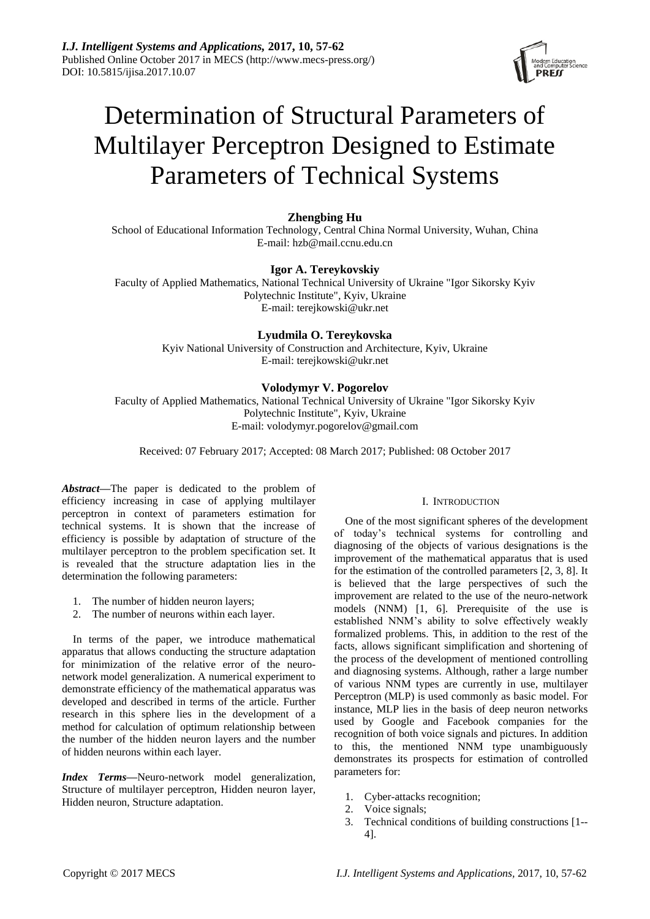# Determination of Structural Parameters of Multilayer Perceptron Designed to Estimate Parameters of Technical Systems

**Zhengbing Hu**
School of Educational Information Technology, Central China Normal University, Wuhan, China
E-mail: hzb@mail.ccnu.edu.cn

**Igor A. Tereykovskiy**
Faculty of Applied Mathematics, National Technical University of Ukraine "Igor Sikorsky Kyiv Polytechnic Institute", Kyiv, Ukraine
E-mail: terejkowski@ukr.net

**Lyudmila O. Tereykovska**
Kyiv National University of Construction and Architecture, Kyiv, Ukraine
E-mail: terejkowski@ukr.net

**Volodymyr V. Pogorelov**
Faculty of Applied Mathematics, National Technical University of Ukraine "Igor Sikorsky Kyiv Polytechnic Institute", Kyiv, Ukraine
E-mail: volodymyr.pogorelov@gmail.com

Received: 07 February 2017; Accepted: 08 March 2017; Published: 08 October 2017

***Abstract*—**The paper is dedicated to the problem of efficiency increasing in case of applying multilayer perceptron in context of parameters estimation for technical systems. It is shown that the increase of efficiency is possible by adaptation of structure of the multilayer perceptron to the problem specification set. It is revealed that the structure adaptation lies in the determination the following parameters:

1. The number of hidden neuron layers;
2. The number of neurons within each layer.

In terms of the paper, we introduce mathematical apparatus that allows conducting the structure adaptation for minimization of the relative error of the neuro-network model generalization. A numerical experiment to demonstrate efficiency of the mathematical apparatus was developed and described in terms of the article. Further research in this sphere lies in the development of a method for calculation of optimum relationship between the number of the hidden neuron layers and the number of hidden neurons within each layer.

***Index Terms*—**Neuro-network model generalization, Structure of multilayer perceptron, Hidden neuron layer, Hidden neuron, Structure adaptation.

## I. Introduction

One of the most significant spheres of the development of today's technical systems for controlling and diagnosing of the objects of various designations is the improvement of the mathematical apparatus that is used for the estimation of the controlled parameters [2, 3, 8]. It is believed that the large perspectives of such the improvement are related to the use of the neuro-network models (NNM) [1, 6]. Prerequisite of the use is established NNM's ability to solve effectively weakly formalized problems. This, in addition to the rest of the facts, allows significant simplification and shortening of the process of the development of mentioned controlling and diagnosing systems. Although, rather a large number of various NNM types are currently in use, multilayer Perceptron (MLP) is used commonly as basic model. For instance, MLP lies in the basis of deep neuron networks used by Google and Facebook companies for the recognition of both voice signals and pictures. In addition to this, the mentioned NNM type unambiguously demonstrates its prospects for estimation of controlled parameters for:

1. Cyber-attacks recognition;
2. Voice signals;
3. Technical conditions of building constructions [1--4].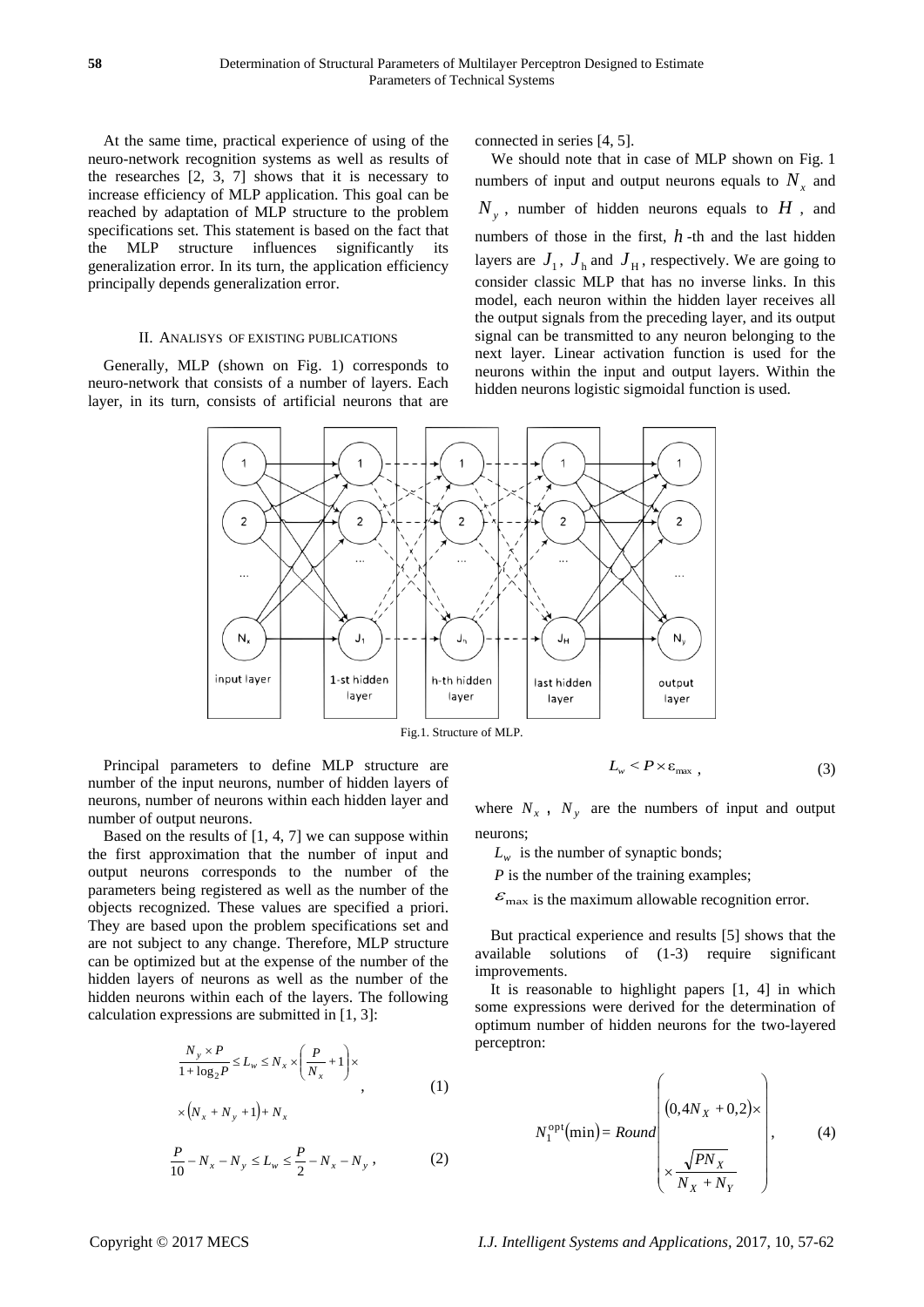At the same time, practical experience of using of the neuro-network recognition systems as well as results of the researches [2, 3, 7] shows that it is necessary to increase efficiency of MLP application. This goal can be reached by adaptation of MLP structure to the problem specifications set. This statement is based on the fact that the MLP structure influences significantly its generalization error. In its turn, the application efficiency principally depends generalization error.

## II. Analisys of Existing Publications

Generally, MLP (shown on Fig. 1) corresponds to neuro-network that consists of a number of layers. Each layer, in its turn, consists of artificial neurons that are connected in series [4, 5].

We should note that in case of MLP shown on Fig. 1 numbers of input and output neurons equals to $N_x$ and $N_y$, number of hidden neurons equals to $H$, and numbers of those in the first, $h$-th and the last hidden layers are $J_1$, $J_h$ and $J_H$, respectively. We are going to consider classic MLP that has no inverse links. In this model, each neuron within the hidden layer receives all the output signals from the preceding layer, and its output signal can be transmitted to any neuron belonging to the next layer. Linear activation function is used for the neurons within the input and output layers. Within the hidden neurons logistic sigmoidal function is used.

Fig.1. Structure of MLP.

Principal parameters to define MLP structure are number of the input neurons, number of hidden layers of neurons, number of neurons within each hidden layer and number of output neurons.

Based on the results of [1, 4, 7] we can suppose within the first approximation that the number of input and output neurons corresponds to the number of the parameters being registered as well as the number of the objects recognized. These values are specified a priori. They are based upon the problem specifications set and are not subject to any change. Therefore, MLP structure can be optimized but at the expense of the number of the hidden layers of neurons as well as the number of the hidden neurons within each of the layers. The following calculation expressions are submitted in [1, 3]:

$$\frac{N_y \times P}{1+\log_2 P} \le L_w \le N_x \times \left(\frac{P}{N_x}+1\right)\times \times\left(N_x + N_y + 1\right) + N_x , \qquad (1)$$

$$\frac{P}{10} - N_x - N_y \le L_w \le \frac{P}{2} - N_x - N_y , \qquad (2)$$

$$L_w < P \times \varepsilon_{\max} , \qquad (3)$$

where $N_x$, $N_y$ are the numbers of input and output neurons;

$L_w$ is the number of synaptic bonds;

$P$ is the number of the training examples;

$\varepsilon_{\max}$ is the maximum allowable recognition error.

But practical experience and results [5] shows that the available solutions of (1-3) require significant improvements.

It is reasonable to highlight papers [1, 4] in which some expressions were derived for the determination of optimum number of hidden neurons for the two-layered perceptron:

$$N_1^{\text{opt}}(\min) = Round\left( \begin{array}{c} (0{,}4N_X + 0{,}2)\times \\ \times \dfrac{\sqrt{PN_X}}{N_X + N_Y} \end{array} \right), \qquad (4)$$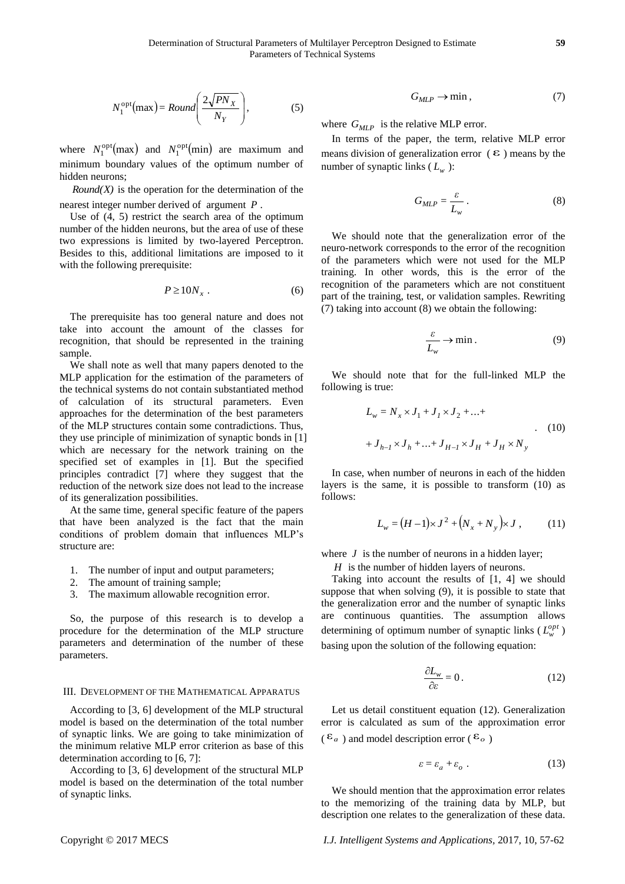$$N_1^{\text{opt}}(\max) = Round\left(\frac{2\sqrt{PN_X}}{N_Y}\right), \tag{5}$$

where $N_1^{\text{opt}}(\max)$ and $N_1^{\text{opt}}(\min)$ are maximum and minimum boundary values of the optimum number of hidden neurons;

*Round(X)* is the operation for the determination of the nearest integer number derived of argument $P$.

Use of (4, 5) restrict the search area of the optimum number of the hidden neurons, but the area of use of these two expressions is limited by two-layered Perceptron. Besides to this, additional limitations are imposed to it with the following prerequisite:

$$P \geq 10N_x \,. \tag{6}$$

The prerequisite has too general nature and does not take into account the amount of the classes for recognition, that should be represented in the training sample.

We shall note as well that many papers denoted to the MLP application for the estimation of the parameters of the technical systems do not contain substantiated method of calculation of its structural parameters. Even approaches for the determination of the best parameters of the MLP structures contain some contradictions. Thus, they use principle of minimization of synaptic bonds in [1] which are necessary for the network training on the specified set of examples in [1]. But the specified principles contradict [7] where they suggest that the reduction of the network size does not lead to the increase of its generalization possibilities.

At the same time, general specific feature of the papers that have been analyzed is the fact that the main conditions of problem domain that influences MLP's structure are:

1. The number of input and output parameters;
2. The amount of training sample;
3. The maximum allowable recognition error.

So, the purpose of this research is to develop a procedure for the determination of the MLP structure parameters and determination of the number of these parameters.

## III. Development of the Mathematical Apparatus

According to [3, 6] development of the MLP structural model is based on the determination of the total number of synaptic links. We are going to take minimization of the minimum relative MLP error criterion as base of this determination according to [6, 7]:

According to [3, 6] development of the structural MLP model is based on the determination of the total number of synaptic links.

$$G_{MLP} \rightarrow \min \,, \tag{7}$$

where $G_{MLP}$ is the relative MLP error.

In terms of the paper, the term, relative MLP error means division of generalization error ($\varepsilon$) means by the number of synaptic links ($L_w$):

$$G_{MLP} = \frac{\varepsilon}{L_w} \,. \tag{8}$$

We should note that the generalization error of the neuro-network corresponds to the error of the recognition of the parameters which were not used for the MLP training. In other words, this is the error of the recognition of the parameters which are not constituent part of the training, test, or validation samples. Rewriting (7) taking into account (8) we obtain the following:

$$\frac{\varepsilon}{L_w} \rightarrow \min \,. \tag{9}$$

We should note that for the full-linked MLP the following is true:

$$\begin{aligned} L_w &= N_x \times J_1 + J_1 \times J_2 + \ldots + \\ &+ J_{h-1} \times J_h + \ldots + J_{H-1} \times J_H + J_H \times N_y \end{aligned} \,. \tag{10}$$

In case, when number of neurons in each of the hidden layers is the same, it is possible to transform (10) as follows:

$$L_w = (H-1) \times J^2 + \left(N_x + N_y\right) \times J \,, \tag{11}$$

where $J$ is the number of neurons in a hidden layer;

$H$ is the number of hidden layers of neurons.

Taking into account the results of [1, 4] we should suppose that when solving (9), it is possible to state that the generalization error and the number of synaptic links are continuous quantities. The assumption allows determining of optimum number of synaptic links ($L_w^{opt}$) basing upon the solution of the following equation:

$$\frac{\partial L_w}{\partial \varepsilon} = 0 \,. \tag{12}$$

Let us detail constituent equation (12). Generalization error is calculated as sum of the approximation error ($\varepsilon_a$) and model description error ($\varepsilon_o$)

$$\varepsilon = \varepsilon_a + \varepsilon_o \,. \tag{13}$$

We should mention that the approximation error relates to the memorizing of the training data by MLP, but description one relates to the generalization of these data.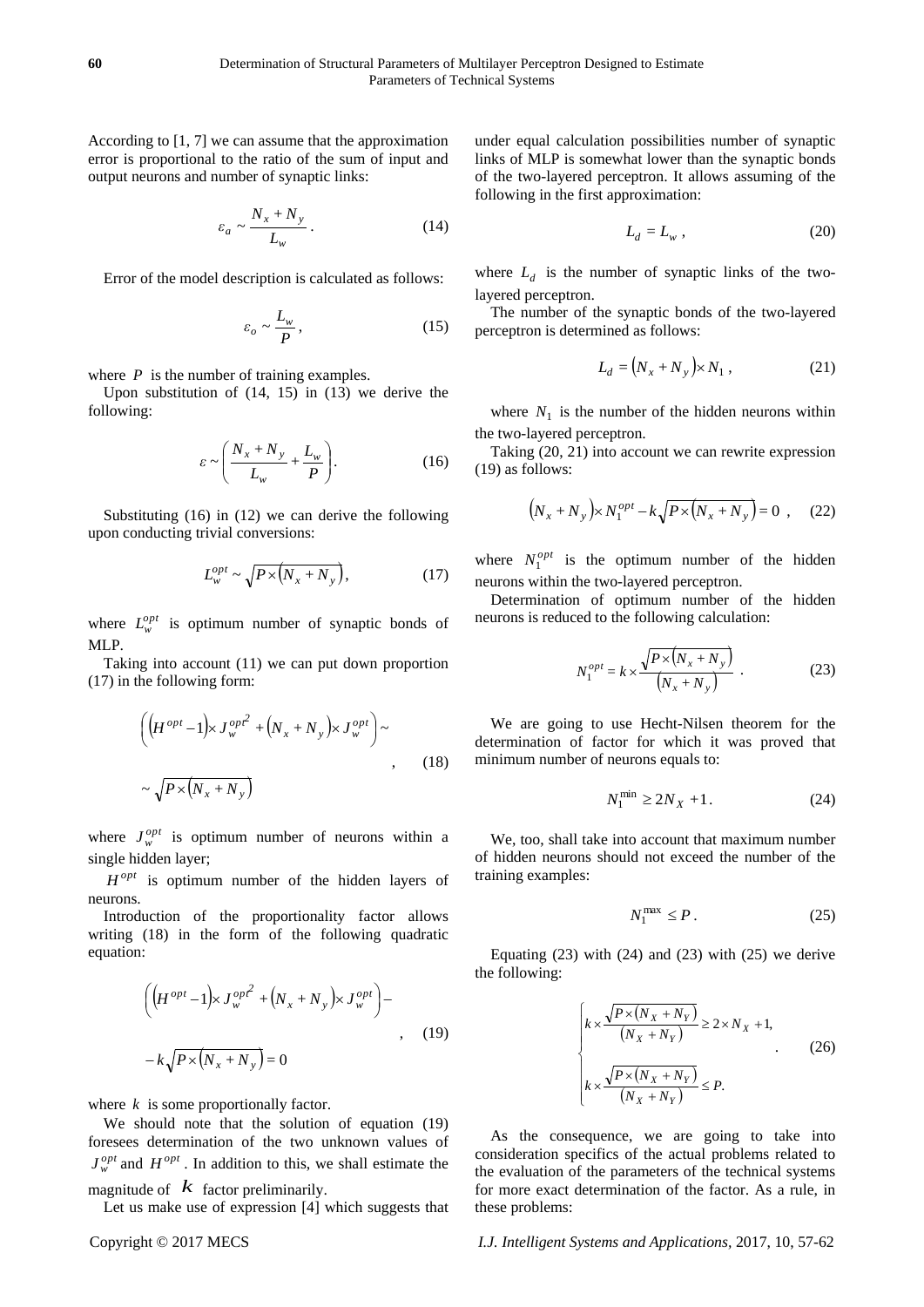According to [1, 7] we can assume that the approximation error is proportional to the ratio of the sum of input and output neurons and number of synaptic links:

$$\varepsilon_a \sim \frac{N_x + N_y}{L_w}. \quad (14)$$

Error of the model description is calculated as follows:

$$\varepsilon_o \sim \frac{L_w}{P}, \quad (15)$$

where $P$ is the number of training examples.

Upon substitution of (14, 15) in (13) we derive the following:

$$\varepsilon \sim \left( \frac{N_x + N_y}{L_w} + \frac{L_w}{P} \right). \quad (16)$$

Substituting (16) in (12) we can derive the following upon conducting trivial conversions:

$$L_w^{opt} \sim \sqrt{P \times \left(N_x + N_y\right)}, \quad (17)$$

where $L_w^{opt}$ is optimum number of synaptic bonds of MLP.

Taking into account (11) we can put down proportion (17) in the following form:

$$\left( \left(H^{opt} - 1\right) \times J_w^{opt^2} + \left(N_x + N_y\right) \times J_w^{opt} \right) \sim \sim \sqrt{P \times \left(N_x + N_y\right)}, \quad (18)$$

where $J_w^{opt}$ is optimum number of neurons within a single hidden layer;

$H^{opt}$ is optimum number of the hidden layers of neurons.

Introduction of the proportionality factor allows writing (18) in the form of the following quadratic equation:

$$\left( \left(H^{opt} - 1\right) \times J_w^{opt^2} + \left(N_x + N_y\right) \times J_w^{opt} \right) - - k\sqrt{P \times \left(N_x + N_y\right)} = 0, \quad (19)$$

where $k$ is some proportionally factor.

We should note that the solution of equation (19) foresees determination of the two unknown values of $J_w^{opt}$ and $H^{opt}$. In addition to this, we shall estimate the magnitude of $k$ factor preliminarily.

Let us make use of expression [4] which suggests that under equal calculation possibilities number of synaptic links of MLP is somewhat lower than the synaptic bonds of the two-layered perceptron. It allows assuming of the following in the first approximation:

$$L_d = L_w, \quad (20)$$

where $L_d$ is the number of synaptic links of the two-layered perceptron.

The number of the synaptic bonds of the two-layered perceptron is determined as follows:

$$L_d = \left(N_x + N_y\right) \times N_1, \quad (21)$$

where $N_1$ is the number of the hidden neurons within the two-layered perceptron.

Taking (20, 21) into account we can rewrite expression (19) as follows:

$$\left(N_x + N_y\right) \times N_1^{opt} - k\sqrt{P \times \left(N_x + N_y\right)} = 0, \quad (22)$$

where $N_1^{opt}$ is the optimum number of the hidden neurons within the two-layered perceptron.

Determination of optimum number of the hidden neurons is reduced to the following calculation:

$$N_1^{opt} = k \times \frac{\sqrt{P \times \left(N_x + N_y\right)}}{\left(N_x + N_y\right)}. \quad (23)$$

We are going to use Hecht-Nilsen theorem for the determination of factor for which it was proved that minimum number of neurons equals to:

$$N_1^{\min} \geq 2N_X + 1. \quad (24)$$

We, too, shall take into account that maximum number of hidden neurons should not exceed the number of the training examples:

$$N_1^{\max} \leq P. \quad (25)$$

Equating (23) with (24) and (23) with (25) we derive the following:

$$\begin{cases} k \times \dfrac{\sqrt{P \times \left(N_X + N_Y\right)}}{\left(N_X + N_Y\right)} \geq 2 \times N_X + 1, \\ k \times \dfrac{\sqrt{P \times \left(N_X + N_Y\right)}}{\left(N_X + N_Y\right)} \leq P. \end{cases} \quad (26)$$

As the consequence, we are going to take into consideration specifics of the actual problems related to the evaluation of the parameters of the technical systems for more exact determination of the factor. As a rule, in these problems: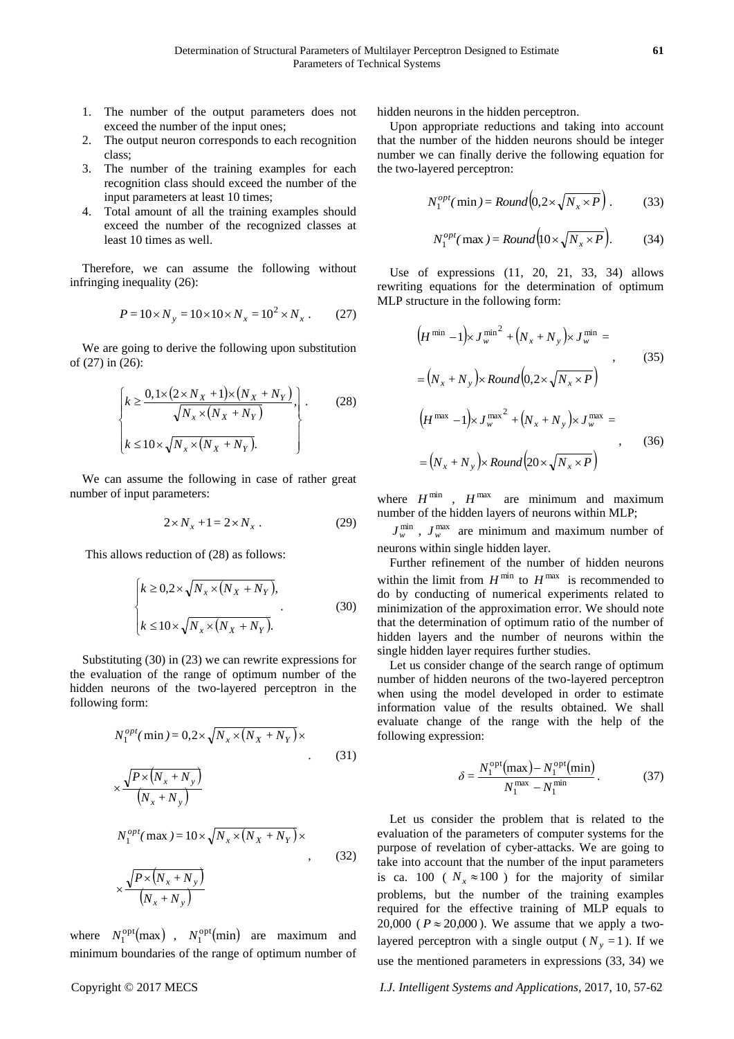1. The number of the output parameters does not exceed the number of the input ones;
2. The output neuron corresponds to each recognition class;
3. The number of the training examples for each recognition class should exceed the number of the input parameters at least 10 times;
4. Total amount of all the training examples should exceed the number of the recognized classes at least 10 times as well.

Therefore, we can assume the following without infringing inequality (26):

$$P = 10 \times N_y = 10 \times 10 \times N_x = 10^2 \times N_x \,. \tag{27}$$

We are going to derive the following upon substitution of (27) in (26):

$$\left\{ \begin{aligned} & k \geq \frac{0{,}1 \times (2 \times N_X + 1) \times (N_X + N_Y)}{\sqrt{N_x \times (N_X + N_Y)}}, \\ & k \leq 10 \times \sqrt{N_x \times (N_X + N_Y)}. \end{aligned} \right\}. \tag{28}$$

We can assume the following in case of rather great number of input parameters:

$$2 \times N_x + 1 = 2 \times N_x \,. \tag{29}$$

This allows reduction of (28) as follows:

$$\left\{ \begin{aligned} & k \geq 0{,}2 \times \sqrt{N_x \times (N_X + N_Y)}, \\ & k \leq 10 \times \sqrt{N_x \times (N_X + N_Y)}. \end{aligned} \right. \tag{30}$$

Substituting (30) in (23) we can rewrite expressions for the evaluation of the range of optimum number of the hidden neurons of the two-layered perceptron in the following form:

$$N_1^{opt}(\min) = 0{,}2 \times \sqrt{N_x \times (N_X + N_Y)} \times \frac{\sqrt{P \times (N_x + N_y)}}{(N_x + N_y)} \,. \tag{31}$$

$$N_1^{opt}(\max) = 10 \times \sqrt{N_x \times (N_X + N_Y)} \times \frac{\sqrt{P \times (N_x + N_y)}}{(N_x + N_y)} \,, \tag{32}$$

where $N_1^{\text{opt}}(\max)$, $N_1^{\text{opt}}(\min)$ are maximum and minimum boundaries of the range of optimum number of hidden neurons in the hidden perceptron.

Upon appropriate reductions and taking into account that the number of the hidden neurons should be integer number we can finally derive the following equation for the two-layered perceptron:

$$N_1^{opt}(\min) = Round\left(0{,}2 \times \sqrt{N_x \times P}\right). \tag{33}$$

$$N_1^{opt}(\max) = Round\left(10 \times \sqrt{N_x \times P}\right). \tag{34}$$

Use of expressions (11, 20, 21, 33, 34) allows rewriting equations for the determination of optimum MLP structure in the following form:

$$\begin{aligned} & \left(H^{\min} - 1\right) \times {J_w^{\min}}^2 + \left(N_x + N_y\right) \times J_w^{\min} = \\ & = \left(N_x + N_y\right) \times Round\left(0{,}2 \times \sqrt{N_x \times P}\right) \end{aligned} \,, \tag{35}$$

$$\begin{aligned} & \left(H^{\max} - 1\right) \times {J_w^{\max}}^2 + \left(N_x + N_y\right) \times J_w^{\max} = \\ & = \left(N_x + N_y\right) \times Round\left(20 \times \sqrt{N_x \times P}\right) \end{aligned} \,, \tag{36}$$

where $H^{\min}$, $H^{\max}$ are minimum and maximum number of the hidden layers of neurons within MLP;

$J_w^{\min}$, $J_w^{\max}$ are minimum and maximum number of neurons within single hidden layer.

Further refinement of the number of hidden neurons within the limit from $H^{\min}$ to $H^{\max}$ is recommended to do by conducting of numerical experiments related to minimization of the approximation error. We should note that the determination of optimum ratio of the number of hidden layers and the number of neurons within the single hidden layer requires further studies.

Let us consider change of the search range of optimum number of hidden neurons of the two-layered perceptron when using the model developed in order to estimate information value of the results obtained. We shall evaluate change of the range with the help of the following expression:

$$\delta = \frac{N_1^{\text{opt}}(\max) - N_1^{\text{opt}}(\min)}{N_1^{\max} - N_1^{\min}} \,. \tag{37}$$

Let us consider the problem that is related to the evaluation of the parameters of computer systems for the purpose of revelation of cyber-attacks. We are going to take into account that the number of the input parameters is ca. 100 ($N_x \approx 100$) for the majority of similar problems, but the number of the training examples required for the effective training of MLP equals to 20,000 ($P \approx 20{,}000$). We assume that we apply a two-layered perceptron with a single output ($N_y = 1$). If we use the mentioned parameters in expressions (33, 34) we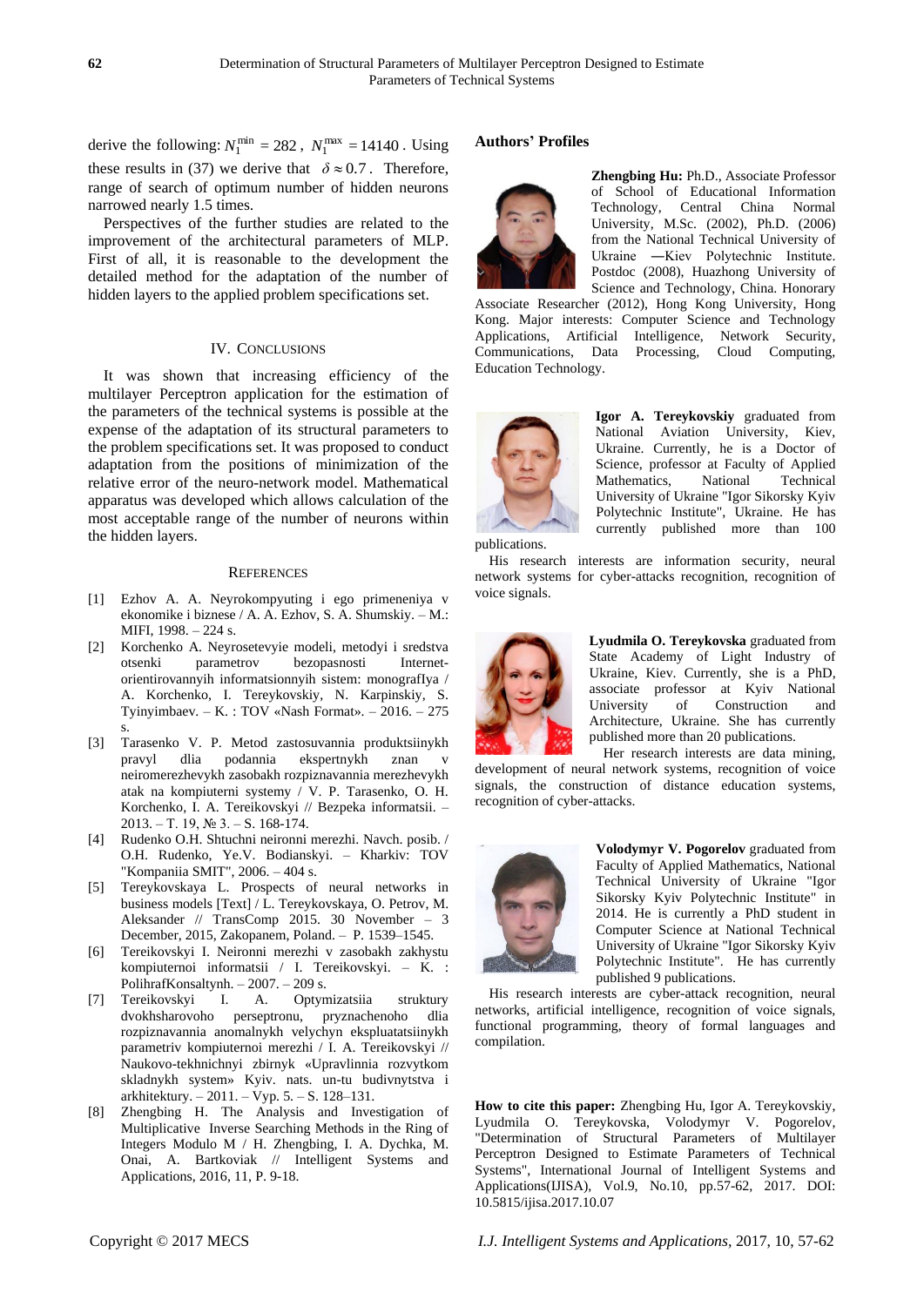derive the following: $N_1^{\min} = 282$, $N_1^{\max} = 14140$. Using these results in (37) we derive that $\delta \approx 0.7$. Therefore, range of search of optimum number of hidden neurons narrowed nearly 1.5 times.

Perspectives of the further studies are related to the improvement of the architectural parameters of MLP. First of all, it is reasonable to the development the detailed method for the adaptation of the number of hidden layers to the applied problem specifications set.

## IV. Conclusions

It was shown that increasing efficiency of the multilayer Perceptron application for the estimation of the parameters of the technical systems is possible at the expense of the adaptation of its structural parameters to the problem specifications set. It was proposed to conduct adaptation from the positions of minimization of the relative error of the neuro-network model. Mathematical apparatus was developed which allows calculation of the most acceptable range of the number of neurons within the hidden layers.

## References

[1] Ezhov A. A. Neyrokompyuting i ego primeneniya v ekonomike i biznese / A. A. Ezhov, S. A. Shumskiy. – M.: MIFI, 1998. – 224 s.

[2] Korchenko A. Neyrosetevyie modeli, metodyi i sredstva otsenki parametrov bezopasnosti Internet-orientirovannyih informatsionnyih sistem: monografIya / A. Korchenko, I. Tereykovskiy, N. Karpinskiy, S. Tyinyimbaev. – K. : TOV «Nash Format». – 2016. – 275 s.

[3] Tarasenko V. P. Metod zastosuvannia produktsiinykh pravyl dlia podannia ekspertnykh znan v neiromerezhevykh zasobakh rozpiznavannia merezhevykh atak na kompiuterni systemy / V. P. Tarasenko, O. H. Korchenko, I. A. Tereikovskyi // Bezpeka informatsii. – 2013. – T. 19, № 3. – S. 168-174.

[4] Rudenko O.H. Shtuchni neironni merezhi. Navch. posib. / O.H. Rudenko, Ye.V. Bodianskyi. – Kharkiv: TOV "Kompaniia SMIT", 2006. – 404 s.

[5] Tereykovskaya L. Prospects of neural networks in business models [Text] / L. Tereykovskaya, O. Petrov, M. Aleksander // TransComp 2015. 30 November – 3 December, 2015, Zakopanem, Poland. – P. 1539–1545.

[6] Tereikovskyi I. Neironni merezhi v zasobakh zakhystu kompiuternoi informatsii / I. Tereikovskyi. – K. : PolihrafKonsaltynh. – 2007. – 209 s.

[7] Tereikovskyi I. A. Optymizatsiia struktury dvokhsharovoho perseptronu, pryznachenoho dlia rozpiznavannia anomalnykh velychyn ekspluatatsiinykh parametriv kompiuternoi merezhi / I. A. Tereikovskyi // Naukovo-tekhnichnyi zbirnyk «Upravlinnia rozvytkom skladnykh system» Kyiv. nats. un-tu budivnytstva i arkhitektury. – 2011. – Vyp. 5. – S. 128–131.

[8] Zhengbing H. The Analysis and Investigation of Multiplicative Inverse Searching Methods in the Ring of Integers Modulo M / H. Zhengbing, I. A. Dychka, M. Onai, A. Bartkoviak // Intelligent Systems and Applications, 2016, 11, P. 9-18.

## Authors' Profiles

**Zhengbing Hu:** Ph.D., Associate Professor of School of Educational Information Technology, Central China Normal University, M.Sc. (2002), Ph.D. (2006) from the National Technical University of Ukraine —Kiev Polytechnic Institute. Postdoc (2008), Huazhong University of Science and Technology, China. Honorary Associate Researcher (2012), Hong Kong University, Hong Kong. Major interests: Computer Science and Technology Applications, Artificial Intelligence, Network Security, Communications, Data Processing, Cloud Computing, Education Technology.

**Igor A. Tereykovskiy** graduated from National Aviation University, Kiev, Ukraine. Currently, he is a Doctor of Science, professor at Faculty of Applied Mathematics, National Technical University of Ukraine "Igor Sikorsky Kyiv Polytechnic Institute", Ukraine. He has currently published more than 100 publications.

His research interests are information security, neural network systems for cyber-attacks recognition, recognition of voice signals.

**Lyudmila O. Tereykovska** graduated from State Academy of Light Industry of Ukraine, Kiev. Currently, she is a PhD, associate professor at Kyiv National University of Construction and Architecture, Ukraine. She has currently published more than 20 publications.

Her research interests are data mining, development of neural network systems, recognition of voice signals, the construction of distance education systems, recognition of cyber-attacks.

**Volodymyr V. Pogorelov** graduated from Faculty of Applied Mathematics, National Technical University of Ukraine "Igor Sikorsky Kyiv Polytechnic Institute" in 2014. He is currently a PhD student in Computer Science at National Technical University of Ukraine "Igor Sikorsky Kyiv Polytechnic Institute". He has currently published 9 publications.

His research interests are cyber-attack recognition, neural networks, artificial intelligence, recognition of voice signals, functional programming, theory of formal languages and compilation.

**How to cite this paper:** Zhengbing Hu, Igor A. Tereykovskiy, Lyudmila O. Tereykovska, Volodymyr V. Pogorelov, "Determination of Structural Parameters of Multilayer Perceptron Designed to Estimate Parameters of Technical Systems", International Journal of Intelligent Systems and Applications(IJISA), Vol.9, No.10, pp.57-62, 2017. DOI: 10.5815/ijisa.2017.10.07